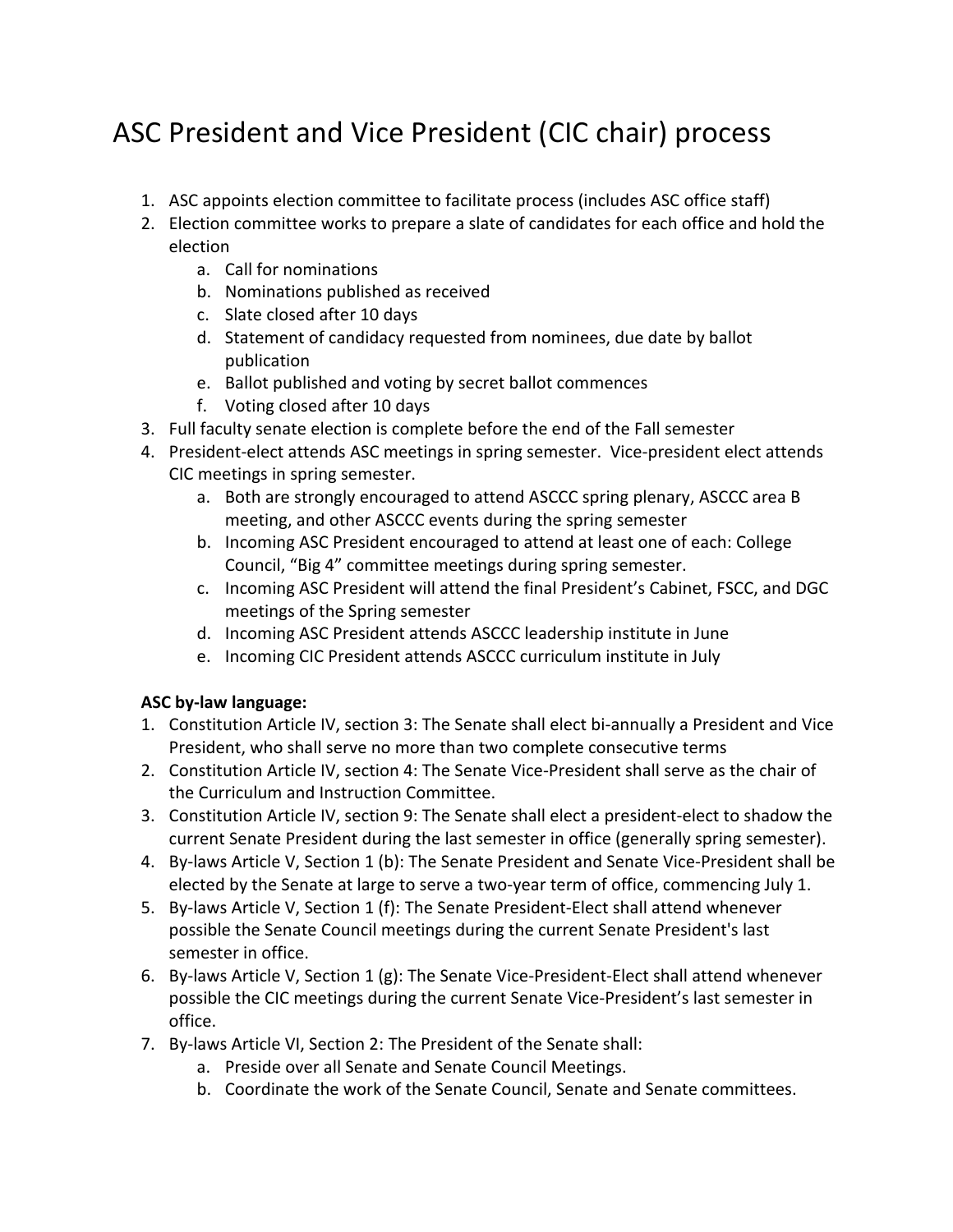# ASC President and Vice President (CIC chair) process

1. ASC appoints election committee to facilitate process (includes ASC office staff)
2. Election committee works to prepare a slate of candidates for each office and hold the election
    a. Call for nominations
    b. Nominations published as received
    c. Slate closed after 10 days
    d. Statement of candidacy requested from nominees, due date by ballot publication
    e. Ballot published and voting by secret ballot commences
    f. Voting closed after 10 days
3. Full faculty senate election is complete before the end of the Fall semester
4. President-elect attends ASC meetings in spring semester. Vice-president elect attends CIC meetings in spring semester.
    a. Both are strongly encouraged to attend ASCCC spring plenary, ASCCC area B meeting, and other ASCCC events during the spring semester
    b. Incoming ASC President encouraged to attend at least one of each: College Council, "Big 4" committee meetings during spring semester.
    c. Incoming ASC President will attend the final President's Cabinet, FSCC, and DGC meetings of the Spring semester
    d. Incoming ASC President attends ASCCC leadership institute in June
    e. Incoming CIC President attends ASCCC curriculum institute in July

**ASC by-law language:**

1. Constitution Article IV, section 3: The Senate shall elect bi-annually a President and Vice President, who shall serve no more than two complete consecutive terms
2. Constitution Article IV, section 4: The Senate Vice-President shall serve as the chair of the Curriculum and Instruction Committee.
3. Constitution Article IV, section 9: The Senate shall elect a president-elect to shadow the current Senate President during the last semester in office (generally spring semester).
4. By-laws Article V, Section 1 (b): The Senate President and Senate Vice-President shall be elected by the Senate at large to serve a two-year term of office, commencing July 1.
5. By-laws Article V, Section 1 (f): The Senate President-Elect shall attend whenever possible the Senate Council meetings during the current Senate President's last semester in office.
6. By-laws Article V, Section 1 (g): The Senate Vice-President-Elect shall attend whenever possible the CIC meetings during the current Senate Vice-President's last semester in office.
7. By-laws Article VI, Section 2: The President of the Senate shall:
    a. Preside over all Senate and Senate Council Meetings.
    b. Coordinate the work of the Senate Council, Senate and Senate committees.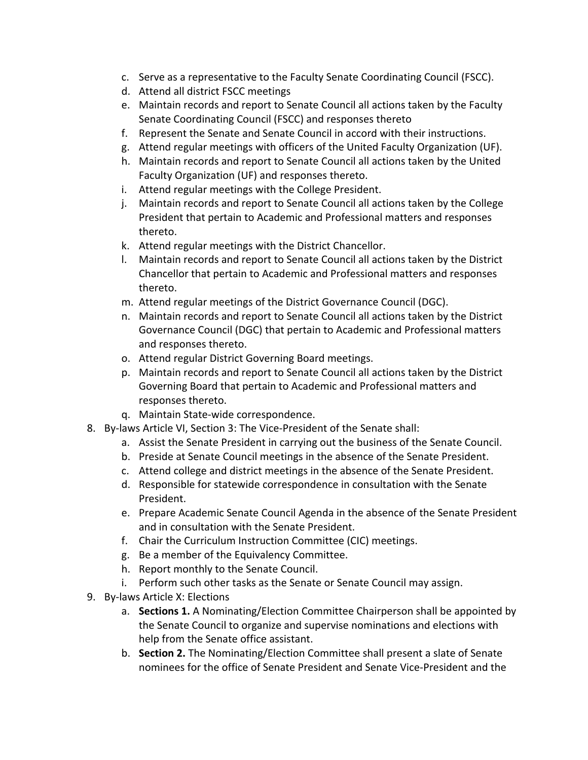c. Serve as a representative to the Faculty Senate Coordinating Council (FSCC).
d. Attend all district FSCC meetings
e. Maintain records and report to Senate Council all actions taken by the Faculty Senate Coordinating Council (FSCC) and responses thereto
f. Represent the Senate and Senate Council in accord with their instructions.
g. Attend regular meetings with officers of the United Faculty Organization (UF).
h. Maintain records and report to Senate Council all actions taken by the United Faculty Organization (UF) and responses thereto.
i. Attend regular meetings with the College President.
j. Maintain records and report to Senate Council all actions taken by the College President that pertain to Academic and Professional matters and responses thereto.
k. Attend regular meetings with the District Chancellor.
l. Maintain records and report to Senate Council all actions taken by the District Chancellor that pertain to Academic and Professional matters and responses thereto.
m. Attend regular meetings of the District Governance Council (DGC).
n. Maintain records and report to Senate Council all actions taken by the District Governance Council (DGC) that pertain to Academic and Professional matters and responses thereto.
o. Attend regular District Governing Board meetings.
p. Maintain records and report to Senate Council all actions taken by the District Governing Board that pertain to Academic and Professional matters and responses thereto.
q. Maintain State-wide correspondence.

8. By-laws Article VI, Section 3: The Vice-President of the Senate shall:
   a. Assist the Senate President in carrying out the business of the Senate Council.
   b. Preside at Senate Council meetings in the absence of the Senate President.
   c. Attend college and district meetings in the absence of the Senate President.
   d. Responsible for statewide correspondence in consultation with the Senate President.
   e. Prepare Academic Senate Council Agenda in the absence of the Senate President and in consultation with the Senate President.
   f. Chair the Curriculum Instruction Committee (CIC) meetings.
   g. Be a member of the Equivalency Committee.
   h. Report monthly to the Senate Council.
   i. Perform such other tasks as the Senate or Senate Council may assign.
9. By-laws Article X: Elections
   a. **Sections 1.** A Nominating/Election Committee Chairperson shall be appointed by the Senate Council to organize and supervise nominations and elections with help from the Senate office assistant.
   b. **Section 2.** The Nominating/Election Committee shall present a slate of Senate nominees for the office of Senate President and Senate Vice-President and the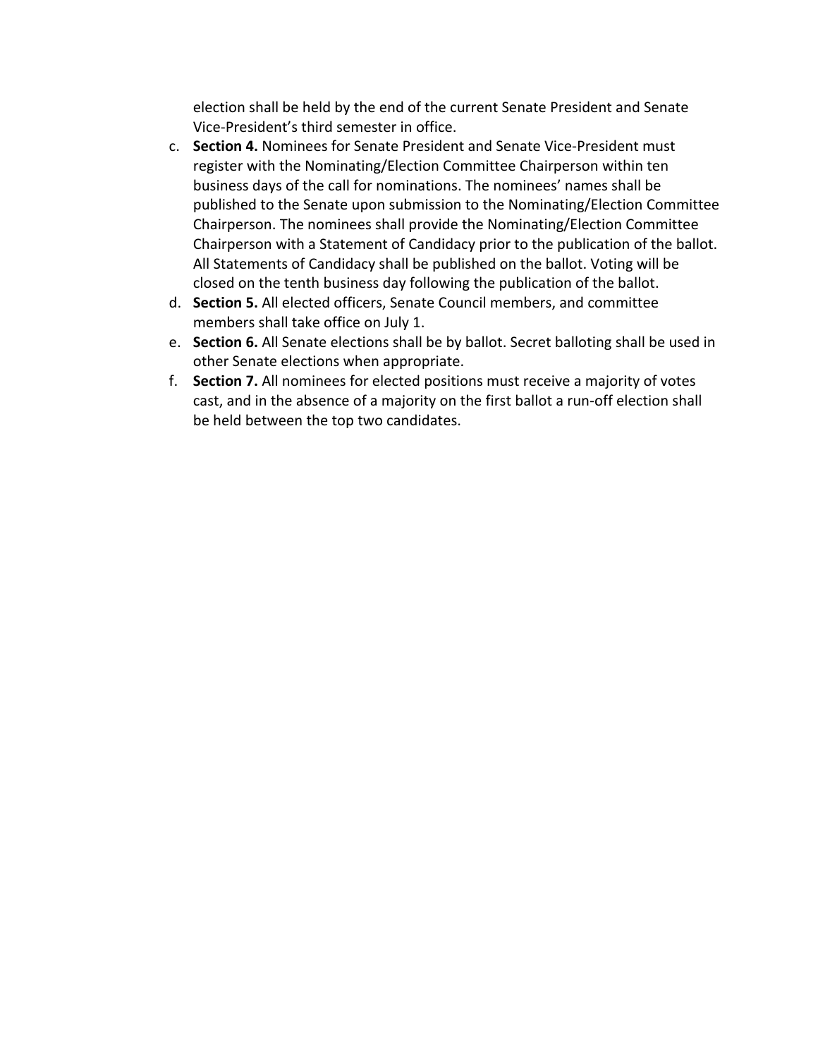election shall be held by the end of the current Senate President and Senate Vice-President's third semester in office.

c. **Section 4.** Nominees for Senate President and Senate Vice-President must register with the Nominating/Election Committee Chairperson within ten business days of the call for nominations. The nominees' names shall be published to the Senate upon submission to the Nominating/Election Committee Chairperson. The nominees shall provide the Nominating/Election Committee Chairperson with a Statement of Candidacy prior to the publication of the ballot. All Statements of Candidacy shall be published on the ballot. Voting will be closed on the tenth business day following the publication of the ballot.
d. **Section 5.** All elected officers, Senate Council members, and committee members shall take office on July 1.
e. **Section 6.** All Senate elections shall be by ballot. Secret balloting shall be used in other Senate elections when appropriate.
f. **Section 7.** All nominees for elected positions must receive a majority of votes cast, and in the absence of a majority on the first ballot a run-off election shall be held between the top two candidates.